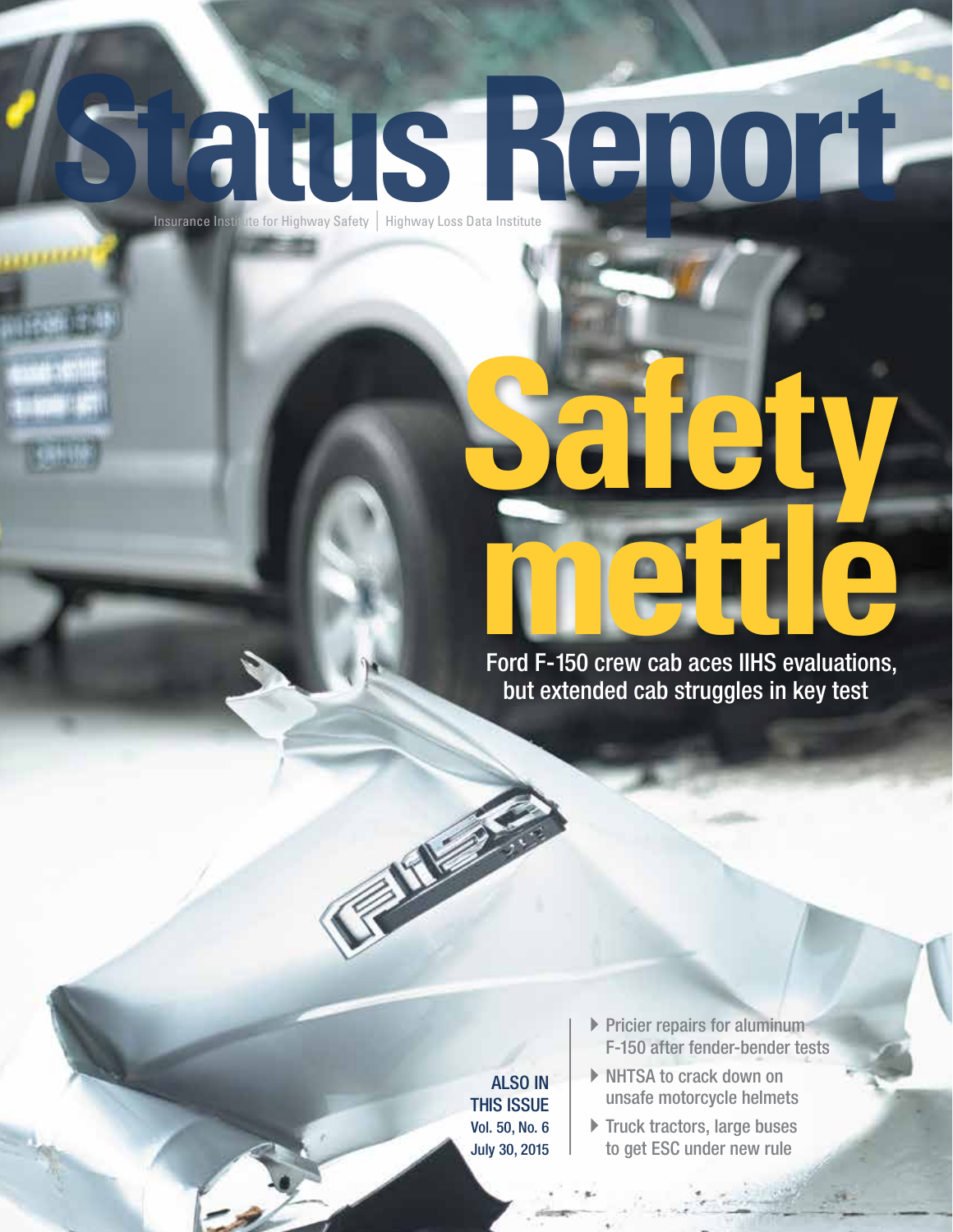# Status Report

Insurance Institute for Highway Safety | Highway Loss Data Institute

## Safety mettle

Ford F-150 crew cab aces IIHS evaluations, but extended cab struggles in key test

ALSO IN THIS ISSUE

Vol. 50, No. 6
July 30, 2015

- Pricier repairs for aluminum F-150 after fender-bender tests
- NHTSA to crack down on unsafe motorcycle helmets
- Truck tractors, large buses to get ESC under new rule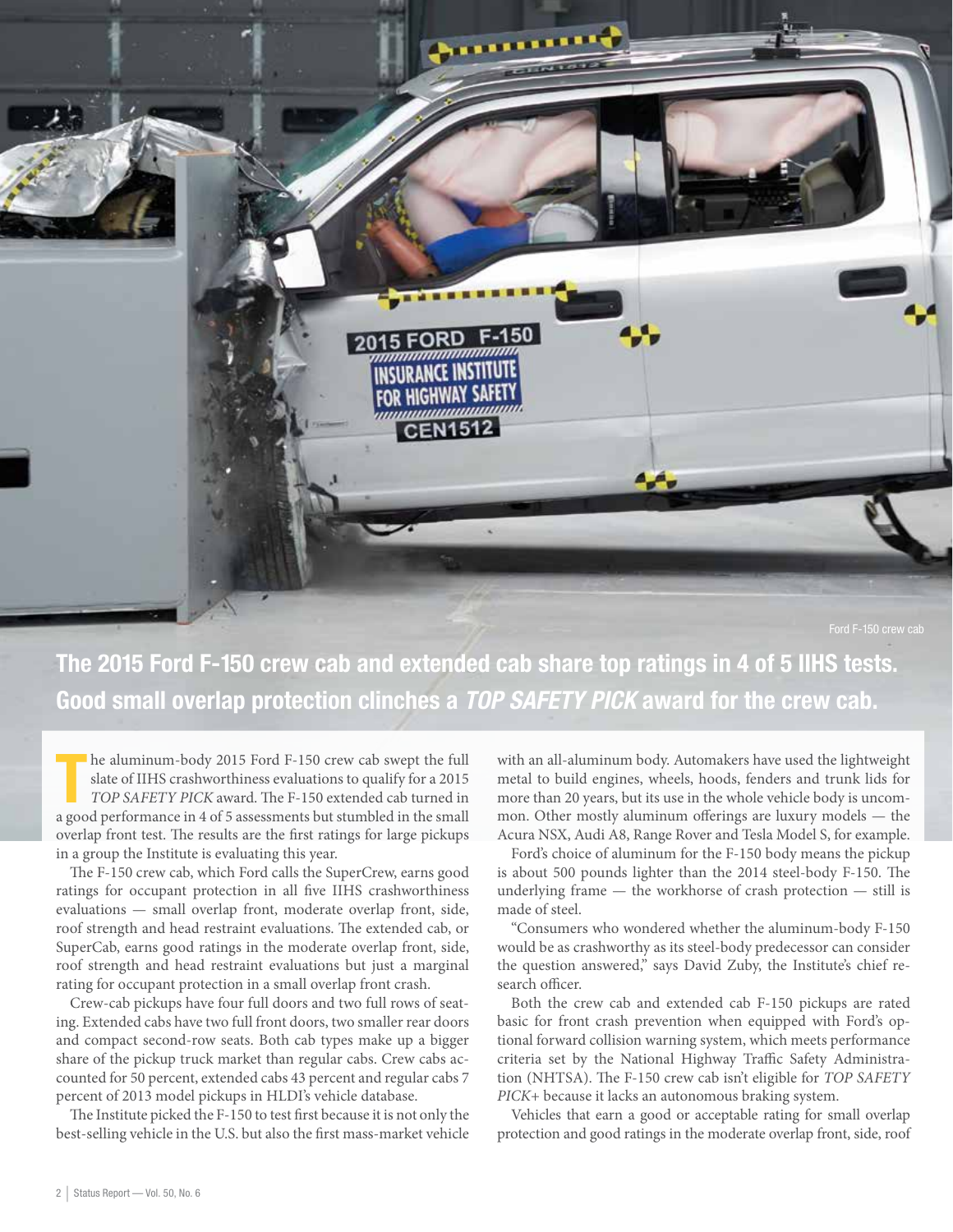Ford F-150 crew cab

## The 2015 Ford F-150 crew cab and extended cab share top ratings in 4 of 5 IIHS tests. Good small overlap protection clinches a *TOP SAFETY PICK* award for the crew cab.

The aluminum-body 2015 Ford F-150 crew cab swept the full slate of IIHS crashworthiness evaluations to qualify for a 2015 *TOP SAFETY PICK* award. The F-150 extended cab turned in a good performance in 4 of 5 assessments but stumbled in the small overlap front test. The results are the first ratings for large pickups in a group the Institute is evaluating this year.

The F-150 crew cab, which Ford calls the SuperCrew, earns good ratings for occupant protection in all five IIHS crashworthiness evaluations — small overlap front, moderate overlap front, side, roof strength and head restraint evaluations. The extended cab, or SuperCab, earns good ratings in the moderate overlap front, side, roof strength and head restraint evaluations but just a marginal rating for occupant protection in a small overlap front crash.

Crew-cab pickups have four full doors and two full rows of seating. Extended cabs have two full front doors, two smaller rear doors and compact second-row seats. Both cab types make up a bigger share of the pickup truck market than regular cabs. Crew cabs accounted for 50 percent, extended cabs 43 percent and regular cabs 7 percent of 2013 model pickups in HLDI's vehicle database.

The Institute picked the F-150 to test first because it is not only the best-selling vehicle in the U.S. but also the first mass-market vehicle with an all-aluminum body. Automakers have used the lightweight metal to build engines, wheels, hoods, fenders and trunk lids for more than 20 years, but its use in the whole vehicle body is uncommon. Other mostly aluminum offerings are luxury models — the Acura NSX, Audi A8, Range Rover and Tesla Model S, for example.

Ford's choice of aluminum for the F-150 body means the pickup is about 500 pounds lighter than the 2014 steel-body F-150. The underlying frame — the workhorse of crash protection — still is made of steel.

"Consumers who wondered whether the aluminum-body F-150 would be as crashworthy as its steel-body predecessor can consider the question answered," says David Zuby, the Institute's chief research officer.

Both the crew cab and extended cab F-150 pickups are rated basic for front crash prevention when equipped with Ford's optional forward collision warning system, which meets performance criteria set by the National Highway Traffic Safety Administration (NHTSA). The F-150 crew cab isn't eligible for *TOP SAFETY PICK+* because it lacks an autonomous braking system.

Vehicles that earn a good or acceptable rating for small overlap protection and good ratings in the moderate overlap front, side, roof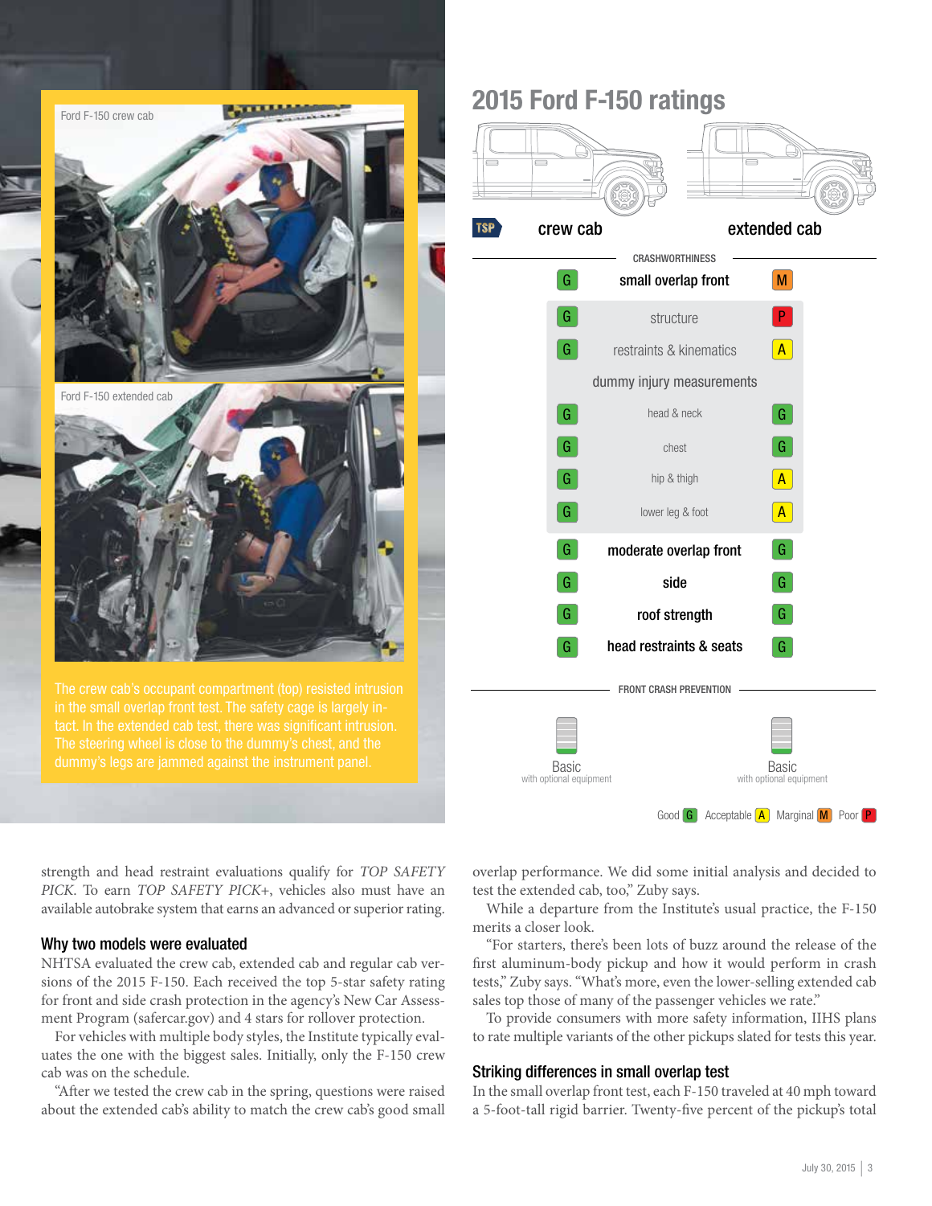Ford F-150 crew cab

Ford F-150 extended cab

The crew cab's occupant compartment (top) resisted intrusion in the small overlap front test. The safety cage is largely intact. In the extended cab test, there was significant intrusion. The steering wheel is close to the dummy's chest, and the dummy's legs are jammed against the instrument panel.

## 2015 Ford F-150 ratings

| TSP crew cab | | extended cab |
|---|---|---|
| | **CRASHWORTHINESS** | |
| G | **small overlap front** | M |
| G | structure | P |
| G | restraints & kinematics | A |
| | dummy injury measurements | |
| G | head & neck | G |
| G | chest | G |
| G | hip & thigh | A |
| G | lower leg & foot | A |
| G | **moderate overlap front** | G |
| G | **side** | G |
| G | **roof strength** | G |
| G | **head restraints & seats** | G |
| | **FRONT CRASH PREVENTION** | |
| Basic with optional equipment | | Basic with optional equipment |

Good G Acceptable A Marginal M Poor P

strength and head restraint evaluations qualify for *TOP SAFETY PICK*. To earn *TOP SAFETY PICK+*, vehicles also must have an available autobrake system that earns an advanced or superior rating.

### Why two models were evaluated

NHTSA evaluated the crew cab, extended cab and regular cab versions of the 2015 F-150. Each received the top 5-star safety rating for front and side crash protection in the agency's New Car Assessment Program (safercar.gov) and 4 stars for rollover protection.

For vehicles with multiple body styles, the Institute typically evaluates the one with the biggest sales. Initially, only the F-150 crew cab was on the schedule.

"After we tested the crew cab in the spring, questions were raised about the extended cab's ability to match the crew cab's good small overlap performance. We did some initial analysis and decided to test the extended cab, too," Zuby says.

While a departure from the Institute's usual practice, the F-150 merits a closer look.

"For starters, there's been lots of buzz around the release of the first aluminum-body pickup and how it would perform in crash tests," Zuby says. "What's more, even the lower-selling extended cab sales top those of many of the passenger vehicles we rate."

To provide consumers with more safety information, IIHS plans to rate multiple variants of the other pickups slated for tests this year.

### Striking differences in small overlap test

In the small overlap front test, each F-150 traveled at 40 mph toward a 5-foot-tall rigid barrier. Twenty-five percent of the pickup's total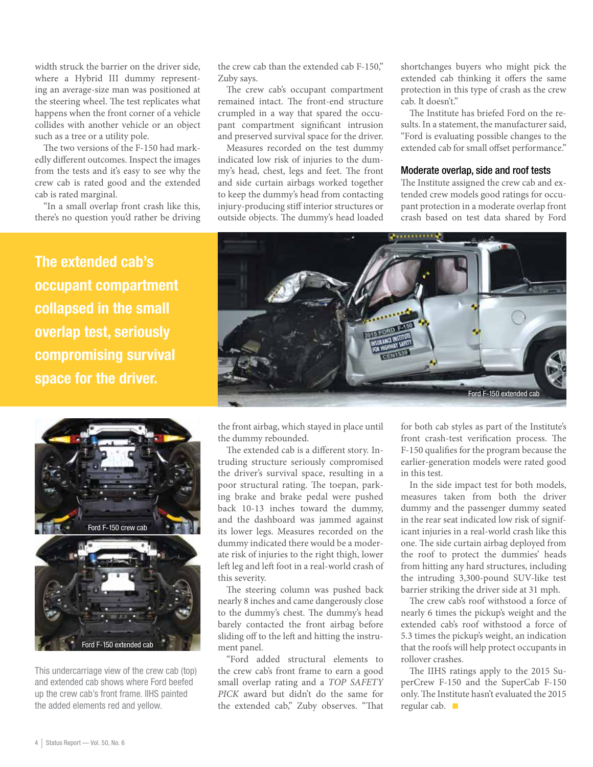width struck the barrier on the driver side, where a Hybrid III dummy representing an average-size man was positioned at the steering wheel. The test replicates what happens when the front corner of a vehicle collides with another vehicle or an object such as a tree or a utility pole.

The two versions of the F-150 had markedly different outcomes. Inspect the images from the tests and it's easy to see why the crew cab is rated good and the extended cab is rated marginal.

"In a small overlap front crash like this, there's no question you'd rather be driving the crew cab than the extended cab F-150," Zuby says.

The crew cab's occupant compartment remained intact. The front-end structure crumpled in a way that spared the occupant compartment significant intrusion and preserved survival space for the driver.

Measures recorded on the test dummy indicated low risk of injuries to the dummy's head, chest, legs and feet. The front and side curtain airbags worked together to keep the dummy's head from contacting injury-producing stiff interior structures or outside objects. The dummy's head loaded the front airbag, which stayed in place until the dummy rebounded.

**The extended cab's occupant compartment collapsed in the small overlap test, seriously compromising survival space for the driver.**

Ford F-150 extended cab

Ford F-150 crew cab

Ford F-150 extended cab

This undercarriage view of the crew cab (top) and extended cab shows where Ford beefed up the crew cab's front frame. IIHS painted the added elements red and yellow.

The extended cab is a different story. Intruding structure seriously compromised the driver's survival space, resulting in a poor structural rating. The toepan, parking brake and brake pedal were pushed back 10-13 inches toward the dummy, and the dashboard was jammed against its lower legs. Measures recorded on the dummy indicated there would be a moderate risk of injuries to the right thigh, lower left leg and left foot in a real-world crash of this severity.

The steering column was pushed back nearly 8 inches and came dangerously close to the dummy's chest. The dummy's head barely contacted the front airbag before sliding off to the left and hitting the instrument panel.

"Ford added structural elements to the crew cab's front frame to earn a good small overlap rating and a *TOP SAFETY PICK* award but didn't do the same for the extended cab," Zuby observes. "That shortchanges buyers who might pick the extended cab thinking it offers the same protection in this type of crash as the crew cab. It doesn't."

The Institute has briefed Ford on the results. In a statement, the manufacturer said, "Ford is evaluating possible changes to the extended cab for small offset performance."

### Moderate overlap, side and roof tests

The Institute assigned the crew cab and extended crew models good ratings for occupant protection in a moderate overlap front crash based on test data shared by Ford for both cab styles as part of the Institute's front crash-test verification process. The F-150 qualifies for the program because the earlier-generation models were rated good in this test.

In the side impact test for both models, measures taken from both the driver dummy and the passenger dummy seated in the rear seat indicated low risk of significant injuries in a real-world crash like this one. The side curtain airbag deployed from the roof to protect the dummies' heads from hitting any hard structures, including the intruding 3,300-pound SUV-like test barrier striking the driver side at 31 mph.

The crew cab's roof withstood a force of nearly 6 times the pickup's weight and the extended cab's roof withstood a force of 5.3 times the pickup's weight, an indication that the roofs will help protect occupants in rollover crashes.

The IIHS ratings apply to the 2015 SuperCrew F-150 and the SuperCab F-150 only. The Institute hasn't evaluated the 2015 regular cab. ■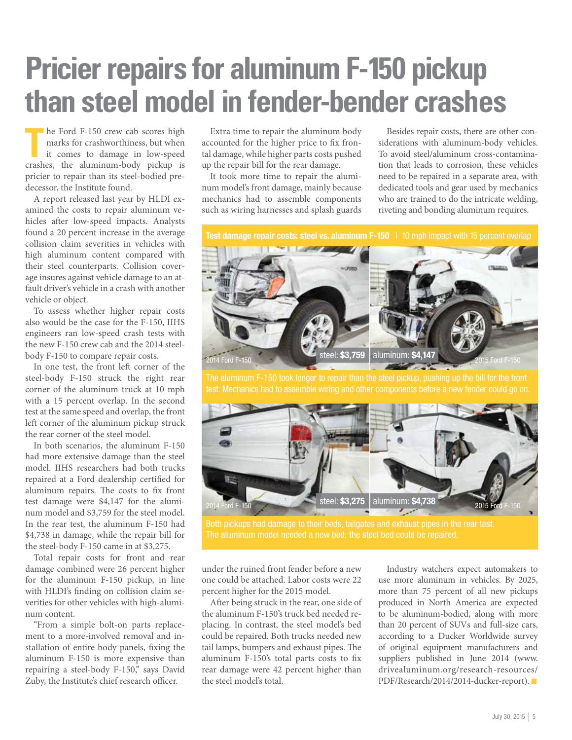# Pricier repairs for aluminum F-150 pickup than steel model in fender-bender crashes

The Ford F-150 crew cab scores high marks for crashworthiness, but when it comes to damage in low-speed crashes, the aluminum-body pickup is pricier to repair than its steel-bodied predecessor, the Institute found.

A report released last year by HLDI examined the costs to repair aluminum vehicles after low-speed impacts. Analysts found a 20 percent increase in the average collision claim severities in vehicles with high aluminum content compared with their steel counterparts. Collision coverage insures against vehicle damage to an at-fault driver's vehicle in a crash with another vehicle or object.

To assess whether higher repair costs also would be the case for the F-150, IIHS engineers ran low-speed crash tests with the new F-150 crew cab and the 2014 steel-body F-150 to compare repair costs.

In one test, the front left corner of the steel-body F-150 struck the right rear corner of the aluminum truck at 10 mph with a 15 percent overlap. In the second test at the same speed and overlap, the front left corner of the aluminum pickup struck the rear corner of the steel model.

In both scenarios, the aluminum F-150 had more extensive damage than the steel model. IIHS researchers had both trucks repaired at a Ford dealership certified for aluminum repairs. The costs to fix front test damage were $4,147 for the aluminum model and $3,759 for the steel model. In the rear test, the aluminum F-150 had $4,738 in damage, while the repair bill for the steel-body F-150 came in at $3,275.

Total repair costs for front and rear damage combined were 26 percent higher for the aluminum F-150 pickup, in line with HLDI's finding on collision claim severities for other vehicles with high-aluminum content.

"From a simple bolt-on parts replacement to a more-involved removal and installation of entire body panels, fixing the aluminum F-150 is more expensive than repairing a steel-body F-150," says David Zuby, the Institute's chief research officer.

Extra time to repair the aluminum body accounted for the higher price to fix frontal damage, while higher parts costs pushed up the repair bill for the rear damage.

It took more time to repair the aluminum model's front damage, mainly because mechanics had to assemble components such as wiring harnesses and splash guards under the ruined front fender before a new one could be attached. Labor costs were 22 percent higher for the 2015 model.

After being struck in the rear, one side of the aluminum F-150's truck bed needed replacing. In contrast, the steel model's bed could be repaired. Both trucks needed new tail lamps, bumpers and exhaust pipes. The aluminum F-150's total parts costs to fix rear damage were 42 percent higher than the steel model's total.

Besides repair costs, there are other considerations with aluminum-body vehicles. To avoid steel/aluminum cross-contamination that leads to corrosion, these vehicles need to be repaired in a separate area, with dedicated tools and gear used by mechanics who are trained to do the intricate welding, riveting and bonding aluminum requires.

**Test damage repair costs: steel vs. aluminum F-150** | 10 mph impact with 15 percent overlap

2014 Ford F-150 — steel: **$3,759** | aluminum: **$4,147** — 2015 Ford F-150

The aluminum F-150 took longer to repair than the steel pickup, pushing up the bill for the front test. Mechanics had to assemble wiring and other components before a new fender could go on.

2014 Ford F-150 — steel: **$3,275** | aluminum: **$4,738** — 2015 Ford F-150

Both pickups had damage to their beds, tailgates and exhaust pipes in the rear test. The aluminum model needed a new bed; the steel bed could be repaired.

Industry watchers expect automakers to use more aluminum in vehicles. By 2025, more than 75 percent of all new pickups produced in North America are expected to be aluminum-bodied, along with more than 20 percent of SUVs and full-size cars, according to a Ducker Worldwide survey of original equipment manufacturers and suppliers published in June 2014 (www.drivealuminum.org/research-resources/PDF/Research/2014/2014-ducker-report). ■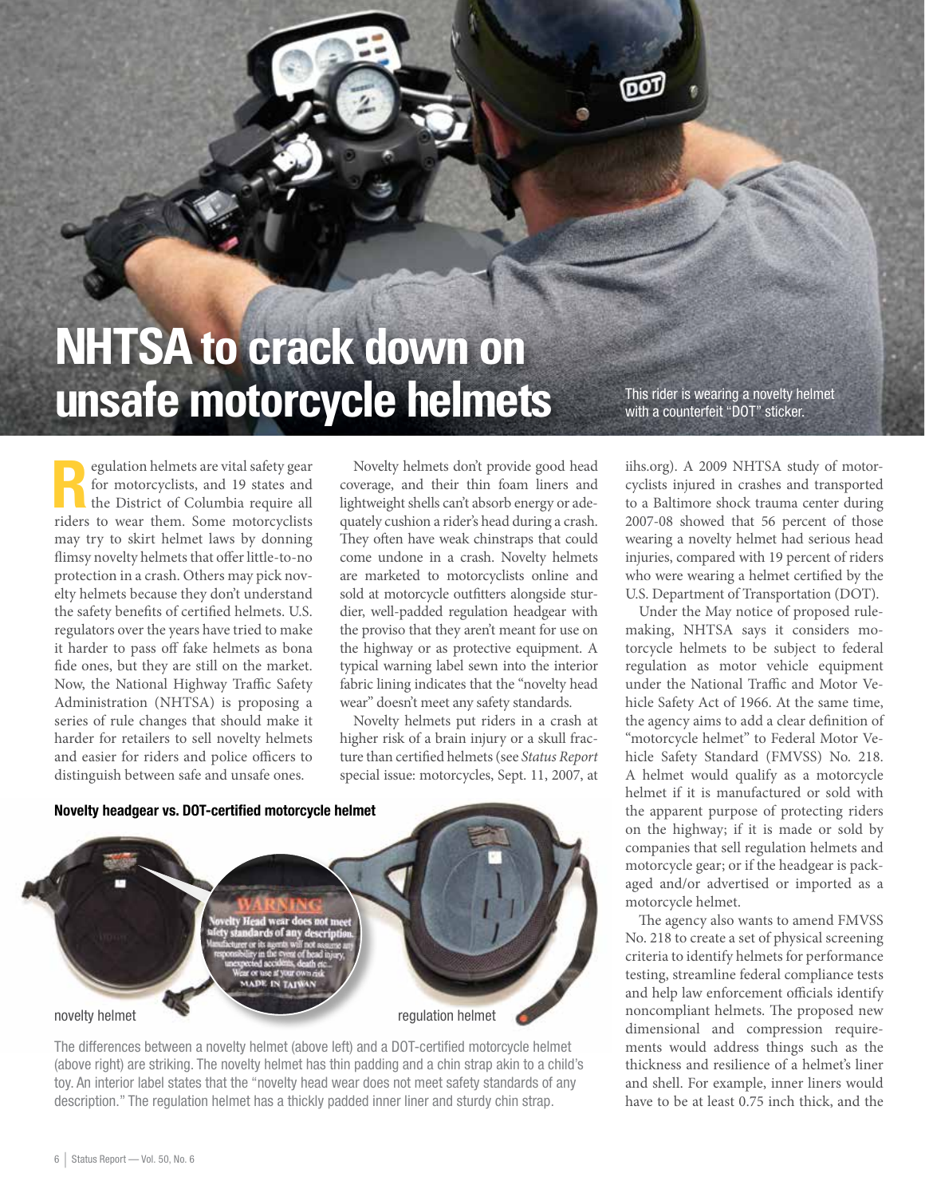# NHTSA to crack down on unsafe motorcycle helmets

This rider is wearing a novelty helmet with a counterfeit "DOT" sticker.

Regulation helmets are vital safety gear for motorcyclists, and 19 states and the District of Columbia require all riders to wear them. Some motorcyclists may try to skirt helmet laws by donning flimsy novelty helmets that offer little-to-no protection in a crash. Others may pick novelty helmets because they don't understand the safety benefits of certified helmets. U.S. regulators over the years have tried to make it harder to pass off fake helmets as bona fide ones, but they are still on the market. Now, the National Highway Traffic Safety Administration (NHTSA) is proposing a series of rule changes that should make it harder for retailers to sell novelty helmets and easier for riders and police officers to distinguish between safe and unsafe ones.

Novelty helmets don't provide good head coverage, and their thin foam liners and lightweight shells can't absorb energy or adequately cushion a rider's head during a crash. They often have weak chinstraps that could come undone in a crash. Novelty helmets are marketed to motorcyclists online and sold at motorcycle outfitters alongside sturdier, well-padded regulation headgear with the proviso that they aren't meant for use on the highway or as protective equipment. A typical warning label sewn into the interior fabric lining indicates that the "novelty head wear" doesn't meet any safety standards.

Novelty helmets put riders in a crash at higher risk of a brain injury or a skull fracture than certified helmets (see *Status Report* special issue: motorcycles, Sept. 11, 2007, at iihs.org). A 2009 NHTSA study of motorcyclists injured in crashes and transported to a Baltimore shock trauma center during 2007-08 showed that 56 percent of those wearing a novelty helmet had serious head injuries, compared with 19 percent of riders who were wearing a helmet certified by the U.S. Department of Transportation (DOT).

**Novelty headgear vs. DOT-certified motorcycle helmet**

WARNING
Novelty Head wear does not meet safety standards of any description.
Manufacturer or its agents will not assume any responsibility in the event of head injury, unexpected accidents, death etc...
Wear or use at your own risk
MADE IN TAIWAN

novelty helmet

regulation helmet

The differences between a novelty helmet (above left) and a DOT-certified motorcycle helmet (above right) are striking. The novelty helmet has thin padding and a chin strap akin to a child's toy. An interior label states that the "novelty head wear does not meet safety standards of any description." The regulation helmet has a thickly padded inner liner and sturdy chin strap.

Under the May notice of proposed rulemaking, NHTSA says it considers motorcycle helmets to be subject to federal regulation as motor vehicle equipment under the National Traffic and Motor Vehicle Safety Act of 1966. At the same time, the agency aims to add a clear definition of "motorcycle helmet" to Federal Motor Vehicle Safety Standard (FMVSS) No. 218. A helmet would qualify as a motorcycle helmet if it is manufactured or sold with the apparent purpose of protecting riders on the highway; if it is made or sold by companies that sell regulation helmets and motorcycle gear; or if the headgear is packaged and/or advertised or imported as a motorcycle helmet.

The agency also wants to amend FMVSS No. 218 to create a set of physical screening criteria to identify helmets for performance testing, streamline federal compliance tests and help law enforcement officials identify noncompliant helmets. The proposed new dimensional and compression requirements would address things such as the thickness and resilience of a helmet's liner and shell. For example, inner liners would have to be at least 0.75 inch thick, and the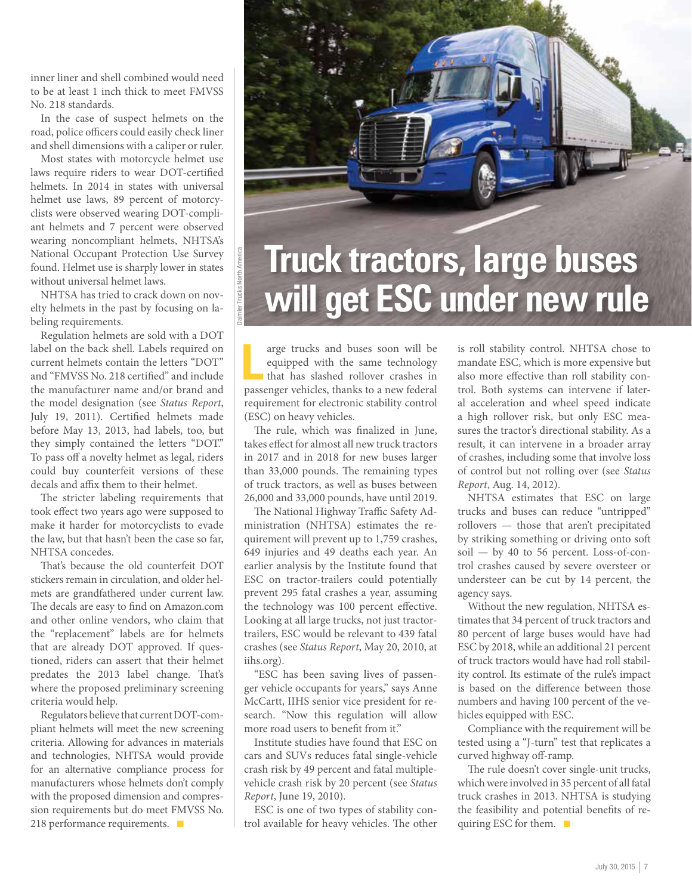inner liner and shell combined would need to be at least 1 inch thick to meet FMVSS No. 218 standards.

In the case of suspect helmets on the road, police officers could easily check liner and shell dimensions with a caliper or ruler.

Most states with motorcycle helmet use laws require riders to wear DOT-certified helmets. In 2014 in states with universal helmet use laws, 89 percent of motorcyclists were observed wearing DOT-compliant helmets and 7 percent were observed wearing noncompliant helmets, NHTSA's National Occupant Protection Use Survey found. Helmet use is sharply lower in states without universal helmet laws.

NHTSA has tried to crack down on novelty helmets in the past by focusing on labeling requirements.

Regulation helmets are sold with a DOT label on the back shell. Labels required on current helmets contain the letters "DOT" and "FMVSS No. 218 certified" and include the manufacturer name and/or brand and the model designation (see *Status Report*, July 19, 2011). Certified helmets made before May 13, 2013, had labels, too, but they simply contained the letters "DOT." To pass off a novelty helmet as legal, riders could buy counterfeit versions of these decals and affix them to their helmet.

The stricter labeling requirements that took effect two years ago were supposed to make it harder for motorcyclists to evade the law, but that hasn't been the case so far, NHTSA concedes.

That's because the old counterfeit DOT stickers remain in circulation, and older helmets are grandfathered under current law. The decals are easy to find on Amazon.com and other online vendors, who claim that the "replacement" labels are for helmets that are already DOT approved. If questioned, riders can assert that their helmet predates the 2013 label change. That's where the proposed preliminary screening criteria would help.

Regulators believe that current DOT-compliant helmets will meet the new screening criteria. Allowing for advances in materials and technologies, NHTSA would provide for an alternative compliance process for manufacturers whose helmets don't comply with the proposed dimension and compression requirements but do meet FMVSS No. 218 performance requirements. ■

Daimler Trucks North America

# Truck tractors, large buses will get ESC under new rule

Large trucks and buses soon will be equipped with the same technology that has slashed rollover crashes in passenger vehicles, thanks to a new federal requirement for electronic stability control (ESC) on heavy vehicles.

The rule, which was finalized in June, takes effect for almost all new truck tractors in 2017 and in 2018 for new buses larger than 33,000 pounds. The remaining types of truck tractors, as well as buses between 26,000 and 33,000 pounds, have until 2019.

The National Highway Traffic Safety Administration (NHTSA) estimates the requirement will prevent up to 1,759 crashes, 649 injuries and 49 deaths each year. An earlier analysis by the Institute found that ESC on tractor-trailers could potentially prevent 295 fatal crashes a year, assuming the technology was 100 percent effective. Looking at all large trucks, not just tractor-trailers, ESC would be relevant to 439 fatal crashes (see *Status Report*, May 20, 2010, at iihs.org).

"ESC has been saving lives of passenger vehicle occupants for years," says Anne McCartt, IIHS senior vice president for research. "Now this regulation will allow more road users to benefit from it."

Institute studies have found that ESC on cars and SUVs reduces fatal single-vehicle crash risk by 49 percent and fatal multiple-vehicle crash risk by 20 percent (see *Status Report*, June 19, 2010).

ESC is one of two types of stability control available for heavy vehicles. The other is roll stability control. NHTSA chose to mandate ESC, which is more expensive but also more effective than roll stability control. Both systems can intervene if lateral acceleration and wheel speed indicate a high rollover risk, but only ESC measures the tractor's directional stability. As a result, it can intervene in a broader array of crashes, including some that involve loss of control but not rolling over (see *Status Report*, Aug. 14, 2012).

NHTSA estimates that ESC on large trucks and buses can reduce "untripped" rollovers — those that aren't precipitated by striking something or driving onto soft soil — by 40 to 56 percent. Loss-of-control crashes caused by severe oversteer or understeer can be cut by 14 percent, the agency says.

Without the new regulation, NHTSA estimates that 34 percent of truck tractors and 80 percent of large buses would have had ESC by 2018, while an additional 21 percent of truck tractors would have had roll stability control. Its estimate of the rule's impact is based on the difference between those numbers and having 100 percent of the vehicles equipped with ESC.

Compliance with the requirement will be tested using a "J-turn" test that replicates a curved highway off-ramp.

The rule doesn't cover single-unit trucks, which were involved in 35 percent of all fatal truck crashes in 2013. NHTSA is studying the feasibility and potential benefits of requiring ESC for them. ■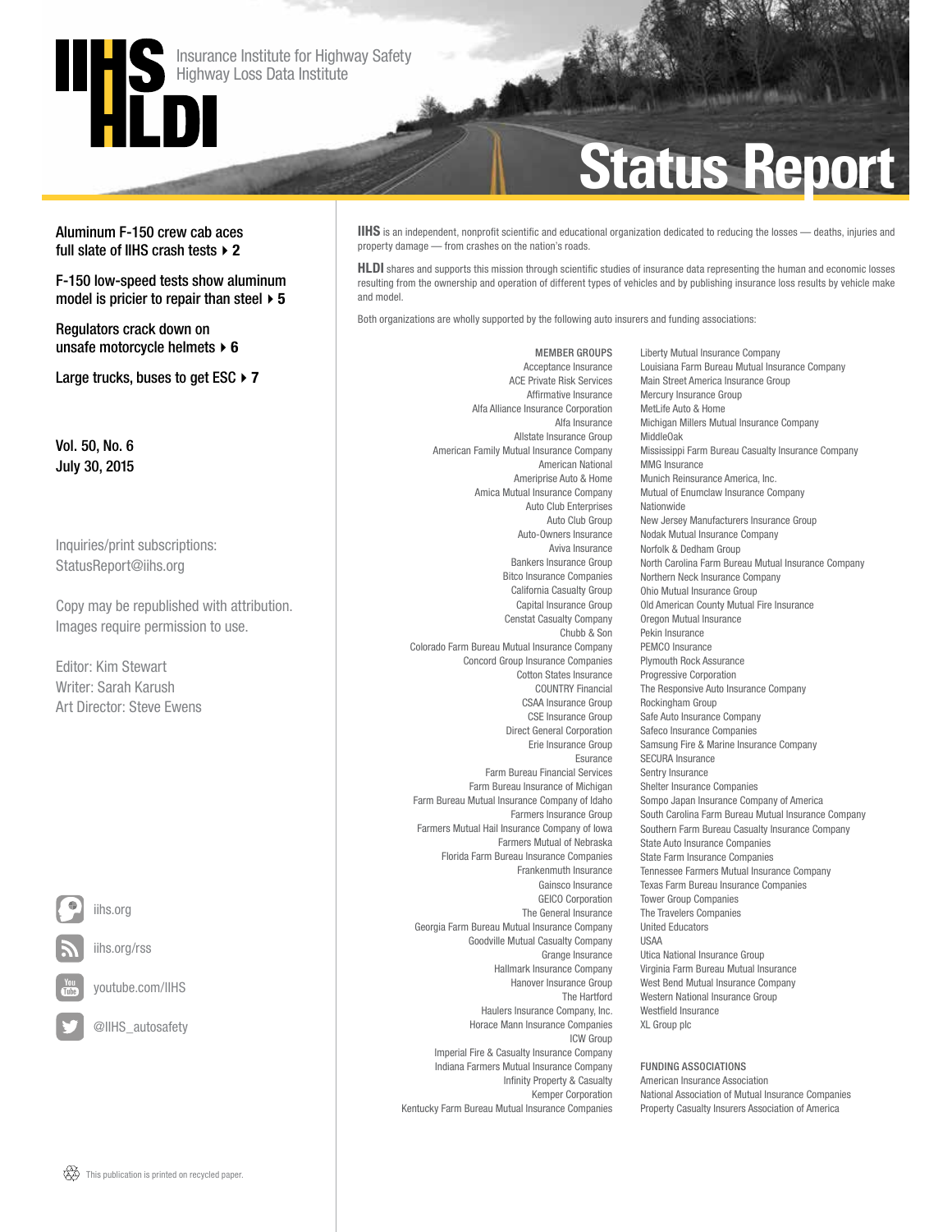# IIHS HLDI

Insurance Institute for Highway Safety
Highway Loss Data Institute

# Status Report

Aluminum F-150 crew cab aces full slate of IIHS crash tests ▸ 2

F-150 low-speed tests show aluminum model is pricier to repair than steel ▸ 5

Regulators crack down on unsafe motorcycle helmets ▸ 6

Large trucks, buses to get ESC ▸ 7

Vol. 50, No. 6
July 30, 2015

Inquiries/print subscriptions:
StatusReport@iihs.org

Copy may be republished with attribution. Images require permission to use.

Editor: Kim Stewart
Writer: Sarah Karush
Art Director: Steve Ewens

iihs.org

iihs.org/rss

youtube.com/IIHS

@IIHS_autosafety

This publication is printed on recycled paper.

**IIHS** is an independent, nonprofit scientific and educational organization dedicated to reducing the losses — deaths, injuries and property damage — from crashes on the nation's roads.

**HLDI** shares and supports this mission through scientific studies of insurance data representing the human and economic losses resulting from the ownership and operation of different types of vehicles and by publishing insurance loss results by vehicle make and model.

Both organizations are wholly supported by the following auto insurers and funding associations:

**MEMBER GROUPS**

Acceptance Insurance
ACE Private Risk Services
Affirmative Insurance
Alfa Alliance Insurance Corporation
Alfa Insurance
Allstate Insurance Group
American Family Mutual Insurance Company
American National
Ameriprise Auto & Home
Amica Mutual Insurance Company
Auto Club Enterprises
Auto Club Group
Auto-Owners Insurance
Aviva Insurance
Bankers Insurance Group
Bitco Insurance Companies
California Casualty Group
Capital Insurance Group
Censtat Casualty Company
Chubb & Son
Colorado Farm Bureau Mutual Insurance Company
Concord Group Insurance Companies
Cotton States Insurance
COUNTRY Financial
CSAA Insurance Group
CSE Insurance Group
Direct General Corporation
Erie Insurance Group
Esurance
Farm Bureau Financial Services
Farm Bureau Insurance of Michigan
Farm Bureau Mutual Insurance Company of Idaho
Farmers Insurance Group
Farmers Mutual Hail Insurance Company of Iowa
Farmers Mutual of Nebraska
Florida Farm Bureau Insurance Companies
Frankenmuth Insurance
Gainsco Insurance
GEICO Corporation
The General Insurance
Georgia Farm Bureau Mutual Insurance Company
Goodville Mutual Casualty Company
Grange Insurance
Hallmark Insurance Company
Hanover Insurance Group
The Hartford
Haulers Insurance Company, Inc.
Horace Mann Insurance Companies
ICW Group
Imperial Fire & Casualty Insurance Company
Indiana Farmers Mutual Insurance Company
Infinity Property & Casualty
Kemper Corporation
Kentucky Farm Bureau Mutual Insurance Companies
Liberty Mutual Insurance Company
Louisiana Farm Bureau Mutual Insurance Company
Main Street America Insurance Group
Mercury Insurance Group
MetLife Auto & Home
Michigan Millers Mutual Insurance Company
MiddleOak
Mississippi Farm Bureau Casualty Insurance Company
MMG Insurance
Munich Reinsurance America, Inc.
Mutual of Enumclaw Insurance Company
Nationwide
New Jersey Manufacturers Insurance Group
Nodak Mutual Insurance Company
Norfolk & Dedham Group
North Carolina Farm Bureau Mutual Insurance Company
Northern Neck Insurance Company
Ohio Mutual Insurance Group
Old American County Mutual Fire Insurance
Oregon Mutual Insurance
Pekin Insurance
PEMCO Insurance
Plymouth Rock Assurance
Progressive Corporation
The Responsive Auto Insurance Company
Rockingham Group
Safe Auto Insurance Company
Safeco Insurance Companies
Samsung Fire & Marine Insurance Company
SECURA Insurance
Sentry Insurance
Shelter Insurance Companies
Sompo Japan Insurance Company of America
South Carolina Farm Bureau Mutual Insurance Company
Southern Farm Bureau Casualty Insurance Company
State Auto Insurance Companies
State Farm Insurance Companies
Tennessee Farmers Mutual Insurance Company
Texas Farm Bureau Insurance Companies
Tower Group Companies
The Travelers Companies
United Educators
USAA
Utica National Insurance Group
Virginia Farm Bureau Mutual Insurance
West Bend Mutual Insurance Company
Western National Insurance Group
Westfield Insurance
XL Group plc

**FUNDING ASSOCIATIONS**

American Insurance Association
National Association of Mutual Insurance Companies
Property Casualty Insurers Association of America